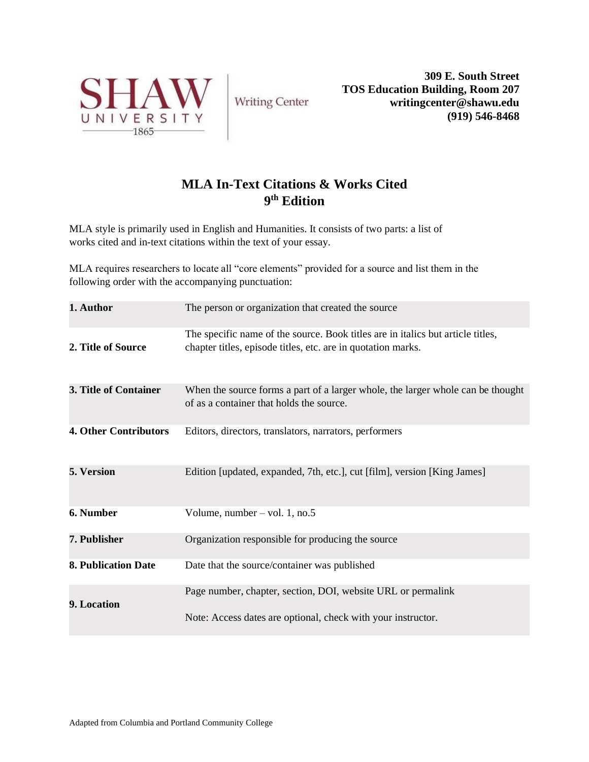SHAW UNIVERSITY 1865 | Writing Center

**309 E. South Street**
**TOS Education Building, Room 207**
**writingcenter@shawu.edu**
**(919) 546-8468**

# MLA In-Text Citations & Works Cited 9th Edition

MLA style is primarily used in English and Humanities. It consists of two parts: a list of works cited and in-text citations within the text of your essay.

MLA requires researchers to locate all "core elements" provided for a source and list them in the following order with the accompanying punctuation:

| | |
|---|---|
| **1. Author** | The person or organization that created the source |
| **2. Title of Source** | The specific name of the source. Book titles are in italics but article titles, chapter titles, episode titles, etc. are in quotation marks. |
| **3. Title of Container** | When the source forms a part of a larger whole, the larger whole can be thought of as a container that holds the source. |
| **4. Other Contributors** | Editors, directors, translators, narrators, performers |
| **5. Version** | Edition [updated, expanded, 7th, etc.], cut [film], version [King James] |
| **6. Number** | Volume, number – vol. 1, no.5 |
| **7. Publisher** | Organization responsible for producing the source |
| **8. Publication Date** | Date that the source/container was published |
| **9. Location** | Page number, chapter, section, DOI, website URL or permalink<br><br>Note: Access dates are optional, check with your instructor. |

Adapted from Columbia and Portland Community College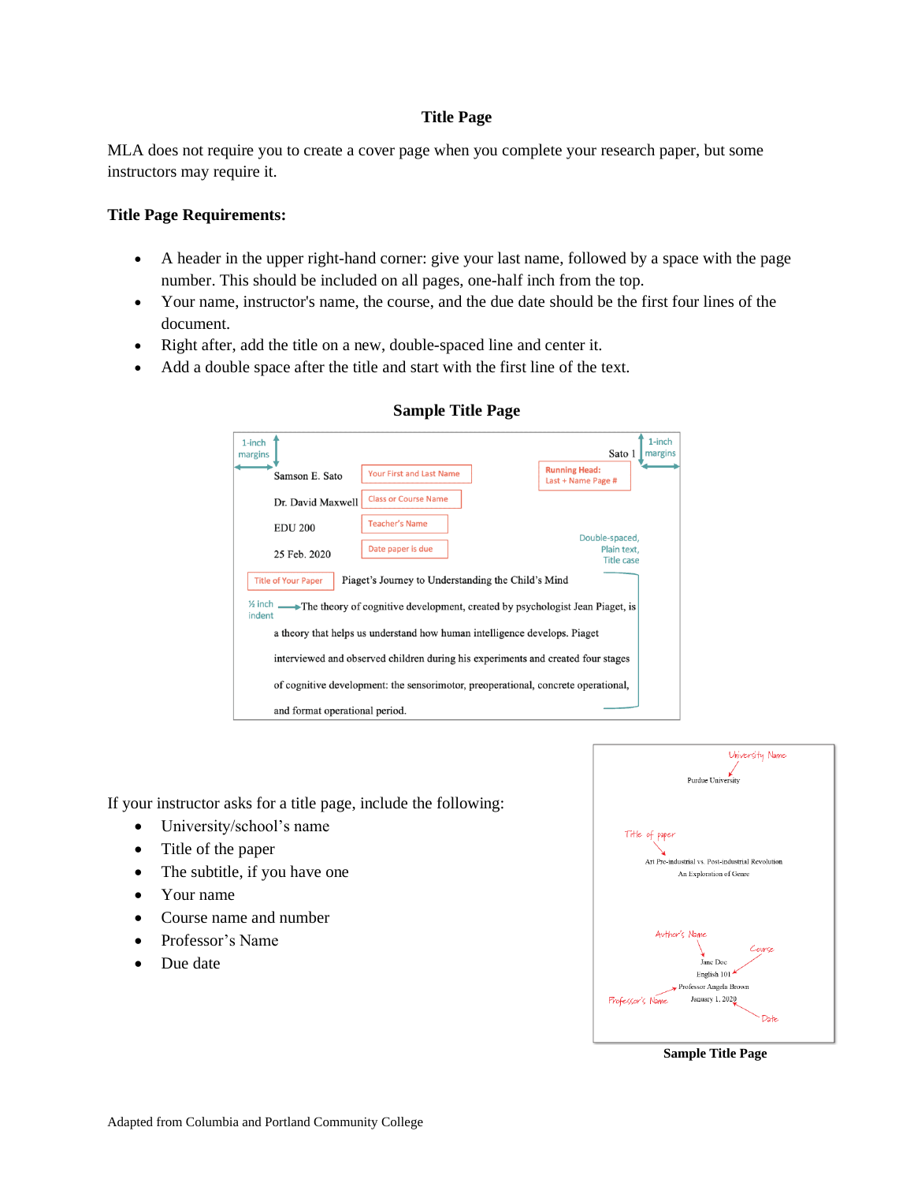## Title Page

MLA does not require you to create a cover page when you complete your research paper, but some instructors may require it.

### Title Page Requirements:

- A header in the upper right-hand corner: give your last name, followed by a space with the page number. This should be included on all pages, one-half inch from the top.
- Your name, instructor's name, the course, and the due date should be the first four lines of the document.
- Right after, add the title on a new, double-spaced line and center it.
- Add a double space after the title and start with the first line of the text.

**Sample Title Page**

1-inch margins

Sato 1

Samson E. Sato — Your First and Last Name

Dr. David Maxwell — Class or Course Name

EDU 200 — Teacher's Name

25 Feb. 2020 — Date paper is due

Running Head: Last + Name Page #

Double-spaced, Plain text, Title case

Title of Your Paper — Piaget's Journey to Understanding the Child's Mind

½ inch indent → The theory of cognitive development, created by psychologist Jean Piaget, is a theory that helps us understand how human intelligence develops. Piaget interviewed and observed children during his experiments and created four stages of cognitive development: the sensorimotor, preoperational, concrete operational, and format operational period.

If your instructor asks for a title page, include the following:

- University/school's name
- Title of the paper
- The subtitle, if you have one
- Your name
- Course name and number
- Professor's Name
- Due date

University Name → Purdue University

Title of paper → Art Pre-industrial vs. Post-industrial Revolution

An Exploration of Genre

Author's Name → Jane Doe

Course → English 101

Professor's Name → Professor Angela Brown

Date → January 1, 2020

**Sample Title Page**

Adapted from Columbia and Portland Community College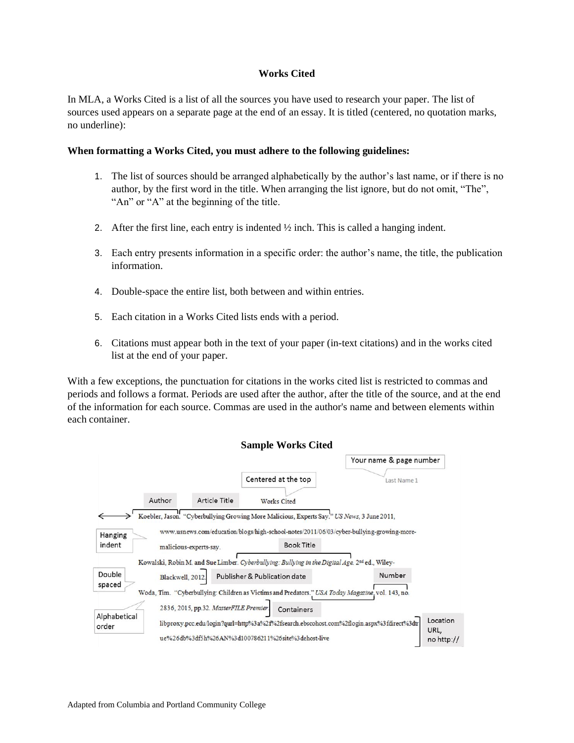**Works Cited**

In MLA, a Works Cited is a list of all the sources you have used to research your paper. The list of sources used appears on a separate page at the end of an essay. It is titled (centered, no quotation marks, no underline):

**When formatting a Works Cited, you must adhere to the following guidelines:**

1. The list of sources should be arranged alphabetically by the author's last name, or if there is no author, by the first word in the title. When arranging the list ignore, but do not omit, "The", "An" or "A" at the beginning of the title.

2. After the first line, each entry is indented ½ inch. This is called a hanging indent.

3. Each entry presents information in a specific order: the author's name, the title, the publication information.

4. Double-space the entire list, both between and within entries.

5. Each citation in a Works Cited lists ends with a period.

6. Citations must appear both in the text of your paper (in-text citations) and in the works cited list at the end of your paper.

With a few exceptions, the punctuation for citations in the works cited list is restricted to commas and periods and follows a format. Periods are used after the author, after the title of the source, and at the end of the information for each source. Commas are used in the author's name and between elements within each container.

**Sample Works Cited**

Your name & page number

Last Name 1

Centered at the top

Works Cited

Author | Article Title

Koebler, Jason. "Cyberbullying Growing More Malicious, Experts Say." *US News*, 3 June 2011, www.usnews.com/education/blogs/high-school-notes/2011/06/03/cyber-bullying-growing-more-malicious-experts-say.

Hanging indent

Book Title

Kowalski, Robin M. and Sue Limber. *Cyberbullying: Bullying in the Digital Age*. 2nd ed., Wiley-Blackwell, 2012.

Publisher & Publication date

Double spaced

Number

Woda, Tim. "Cyberbullying: Children as Victims and Predators." *USA Today Magazine*, vol. 143, no. 2836, 2015, pp.32. *MasterFILE Premier*, libproxy.pcc.edu/login?qurl=http%3a%2f%2fsearch.ebscohost.com%2flogin.aspx%3fdirect%3dtrue%26db%3df5h%26AN%3d100786211%26site%3dehost-live

Containers

Alphabetical order

Location URL, no http://

Adapted from Columbia and Portland Community College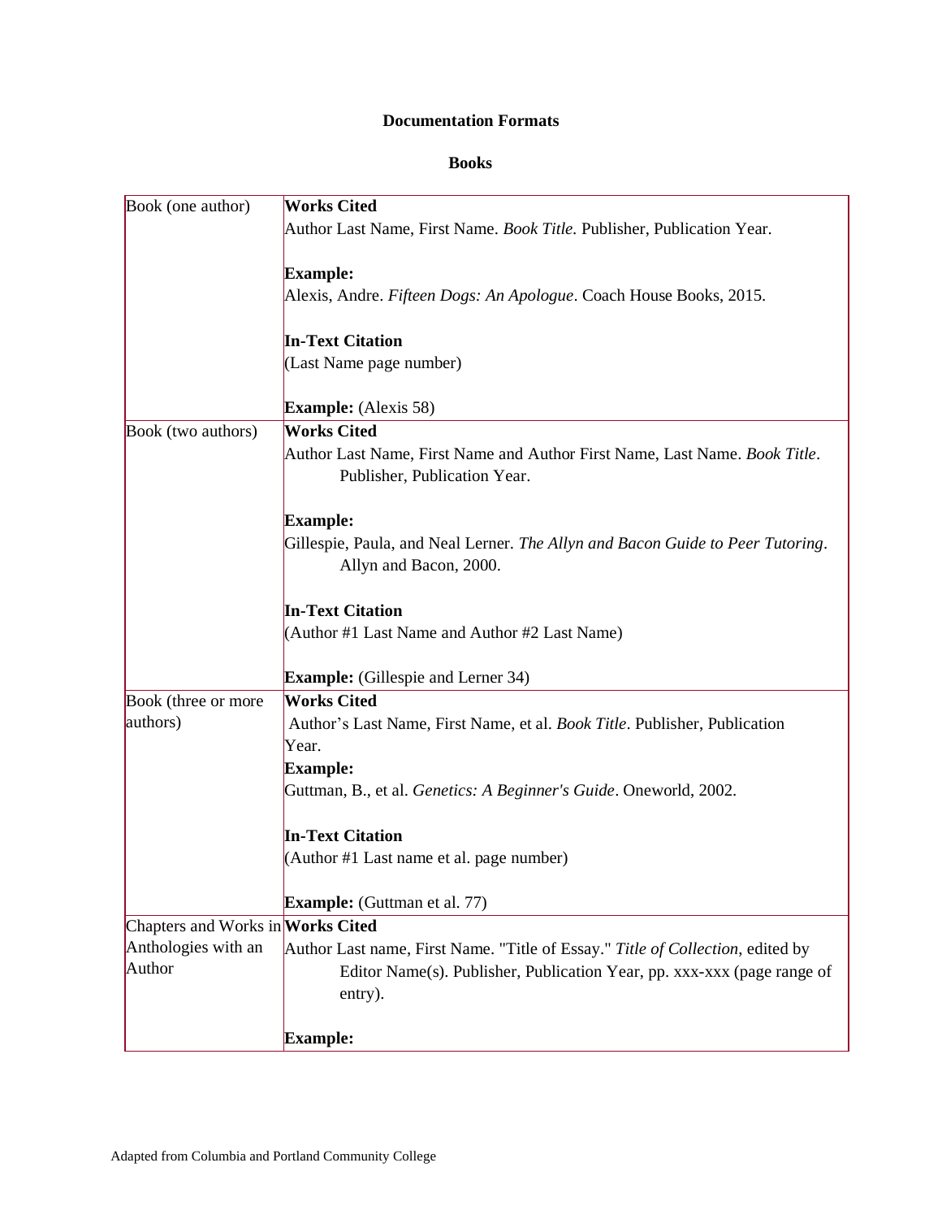**Documentation Formats**

**Books**

| | |
|---|---|
| Book (one author) | **Works Cited**<br>Author Last Name, First Name. *Book Title.* Publisher, Publication Year.<br><br>**Example:**<br>Alexis, Andre. *Fifteen Dogs: An Apologue*. Coach House Books, 2015.<br><br>**In-Text Citation**<br>(Last Name page number)<br><br>**Example:** (Alexis 58) |
| Book (two authors) | **Works Cited**<br>Author Last Name, First Name and Author First Name, Last Name. *Book Title*. Publisher, Publication Year.<br><br>**Example:**<br>Gillespie, Paula, and Neal Lerner. *The Allyn and Bacon Guide to Peer Tutoring*. Allyn and Bacon, 2000.<br><br>**In-Text Citation**<br>(Author #1 Last Name and Author #2 Last Name)<br><br>**Example:** (Gillespie and Lerner 34) |
| Book (three or more authors) | **Works Cited**<br>Author's Last Name, First Name, et al. *Book Title*. Publisher, Publication Year.<br>**Example:**<br>Guttman, B., et al. *Genetics: A Beginner's Guide*. Oneworld, 2002.<br><br>**In-Text Citation**<br>(Author #1 Last name et al. page number)<br><br>**Example:** (Guttman et al. 77) |
| Chapters and Works in Anthologies with an Author | **Works Cited**<br>Author Last name, First Name. "Title of Essay." *Title of Collection*, edited by Editor Name(s). Publisher, Publication Year, pp. xxx-xxx (page range of entry).<br><br>**Example:** |

Adapted from Columbia and Portland Community College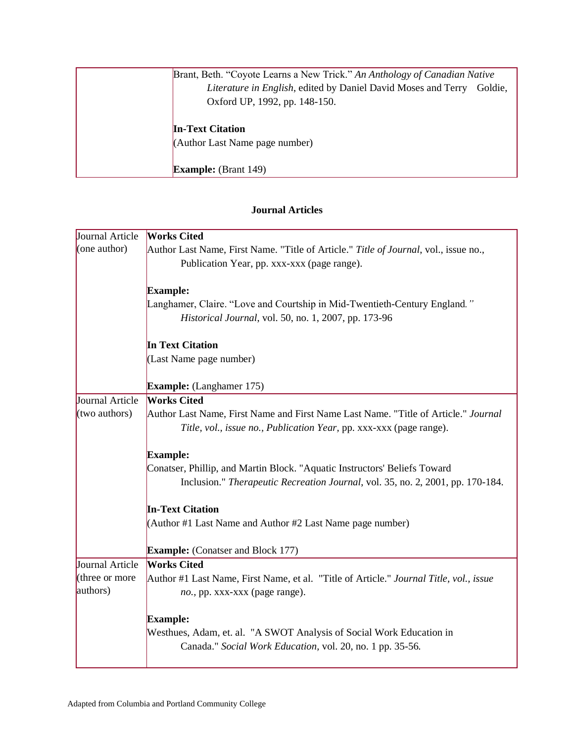| | |
|---|---|
| | Brant, Beth. "Coyote Learns a New Trick." *An Anthology of Canadian Native Literature in English*, edited by Daniel David Moses and Terry Goldie, Oxford UP, 1992, pp. 148-150.<br><br>**In-Text Citation**<br>(Author Last Name page number)<br><br>**Example:** (Brant 149) |

**Journal Articles**

| | |
|---|---|
| Journal Article (one author) | **Works Cited**<br>Author Last Name, First Name. "Title of Article." *Title of Journal*, vol., issue no., Publication Year, pp. xxx-xxx (page range).<br><br>**Example:**<br>Langhamer, Claire. "Love and Courtship in Mid-Twentieth-Century England*."* *Historical Journal*, vol. 50, no. 1, 2007, pp. 173-96<br><br>**In Text Citation**<br>(Last Name page number)<br><br>**Example:** (Langhamer 175) |
| Journal Article (two authors) | **Works Cited**<br>Author Last Name, First Name and First Name Last Name. "Title of Article." *Journal Title, vol., issue no., Publication Year,* pp. xxx-xxx (page range).<br><br>**Example:**<br>Conatser, Phillip, and Martin Block. "Aquatic Instructors' Beliefs Toward Inclusion." *Therapeutic Recreation Journal*, vol. 35, no. 2, 2001, pp. 170-184.<br><br>**In-Text Citation**<br>(Author #1 Last Name and Author #2 Last Name page number)<br><br>**Example:** (Conatser and Block 177) |
| Journal Article (three or more authors) | **Works Cited**<br>Author #1 Last Name, First Name, et al. "Title of Article." *Journal Title, vol., issue no.*, pp. xxx-xxx (page range).<br><br>**Example:**<br>Westhues, Adam, et. al. "A SWOT Analysis of Social Work Education in Canada." *Social Work Education*, vol. 20, no. 1 pp. 35-56. |

Adapted from Columbia and Portland Community College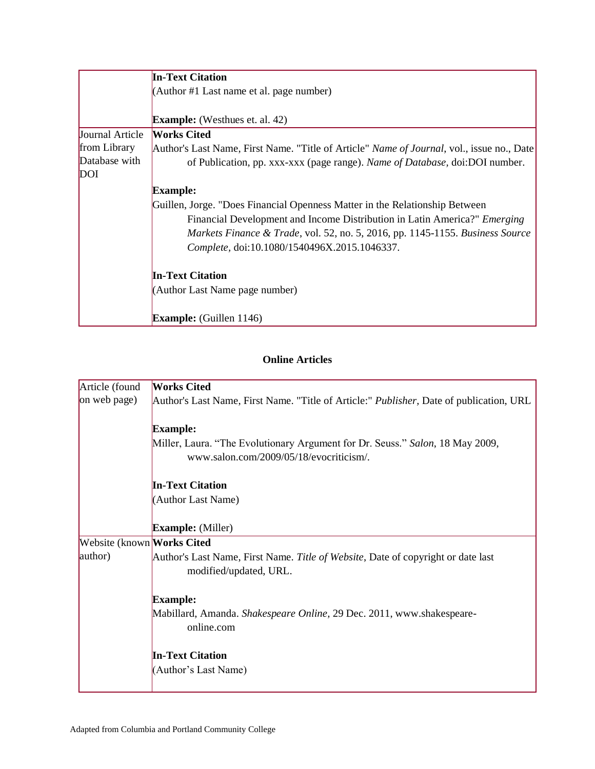| | |
|---|---|
| | **In-Text Citation**<br>(Author #1 Last name et al. page number)<br><br>**Example:** (Westhues et. al. 42) |
| Journal Article from Library Database with DOI | **Works Cited**<br>Author's Last Name, First Name. "Title of Article" *Name of Journal*, vol., issue no., Date of Publication, pp. xxx-xxx (page range). *Name of Database,* doi:DOI number.<br><br>**Example:**<br>Guillen, Jorge. "Does Financial Openness Matter in the Relationship Between Financial Development and Income Distribution in Latin America?" *Emerging Markets Finance & Trade*, vol. 52, no. 5, 2016, pp. 1145-1155. *Business Source Complete,* doi:10.1080/1540496X.2015.1046337.<br><br>**In-Text Citation**<br>(Author Last Name page number)<br><br>**Example:** (Guillen 1146) |

**Online Articles**

| | |
|---|---|
| Article (found on web page) | **Works Cited**<br>Author's Last Name, First Name. "Title of Article:" *Publisher,* Date of publication, URL<br><br>**Example:**<br>Miller, Laura. "The Evolutionary Argument for Dr. Seuss." *Salon*, 18 May 2009, www.salon.com/2009/05/18/evocriticism/.<br><br>**In-Text Citation**<br>(Author Last Name)<br><br>**Example:** (Miller) |
| Website (known author) | **Works Cited**<br>Author's Last Name, First Name. *Title of Website*, Date of copyright or date last modified/updated, URL.<br><br>**Example:**<br>Mabillard, Amanda. *Shakespeare Online,* 29 Dec. 2011, www.shakespeare-online.com<br><br>**In-Text Citation**<br>(Author's Last Name) |

Adapted from Columbia and Portland Community College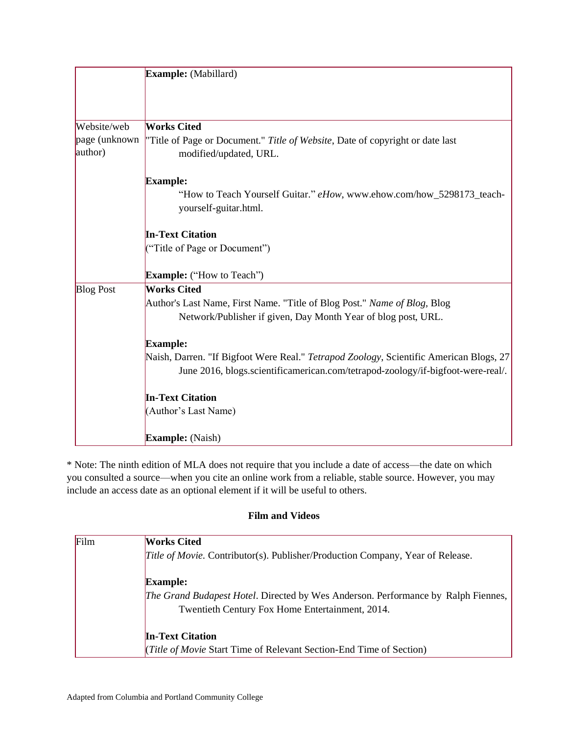| | |
|---|---|
| | **Example:** (Mabillard) |
| Website/web page (unknown author) | **Works Cited**<br>"Title of Page or Document." *Title of Website*, Date of copyright or date last modified/updated, URL.<br><br>**Example:**<br>"How to Teach Yourself Guitar." *eHow*, www.ehow.com/how_5298173_teach-yourself-guitar.html.<br><br>**In-Text Citation**<br>("Title of Page or Document")<br><br>**Example:** ("How to Teach") |
| Blog Post | **Works Cited**<br>Author's Last Name, First Name. "Title of Blog Post." *Name of Blog*, Blog Network/Publisher if given, Day Month Year of blog post, URL.<br><br>**Example:**<br>Naish, Darren. "If Bigfoot Were Real." *Tetrapod Zoology*, Scientific American Blogs, 27 June 2016, blogs.scientificamerican.com/tetrapod-zoology/if-bigfoot-were-real/.<br><br>**In-Text Citation**<br>(Author's Last Name)<br><br>**Example:** (Naish) |

* Note: The ninth edition of MLA does not require that you include a date of access—the date on which you consulted a source—when you cite an online work from a reliable, stable source. However, you may include an access date as an optional element if it will be useful to others.

### Film and Videos

| | |
|---|---|
| Film | **Works Cited**<br>*Title of Movie*. Contributor(s). Publisher/Production Company, Year of Release.<br><br>**Example:**<br>*The Grand Budapest Hotel*. Directed by Wes Anderson. Performance by Ralph Fiennes, Twentieth Century Fox Home Entertainment, 2014.<br><br>**In-Text Citation**<br>(*Title of Movie* Start Time of Relevant Section-End Time of Section) |

Adapted from Columbia and Portland Community College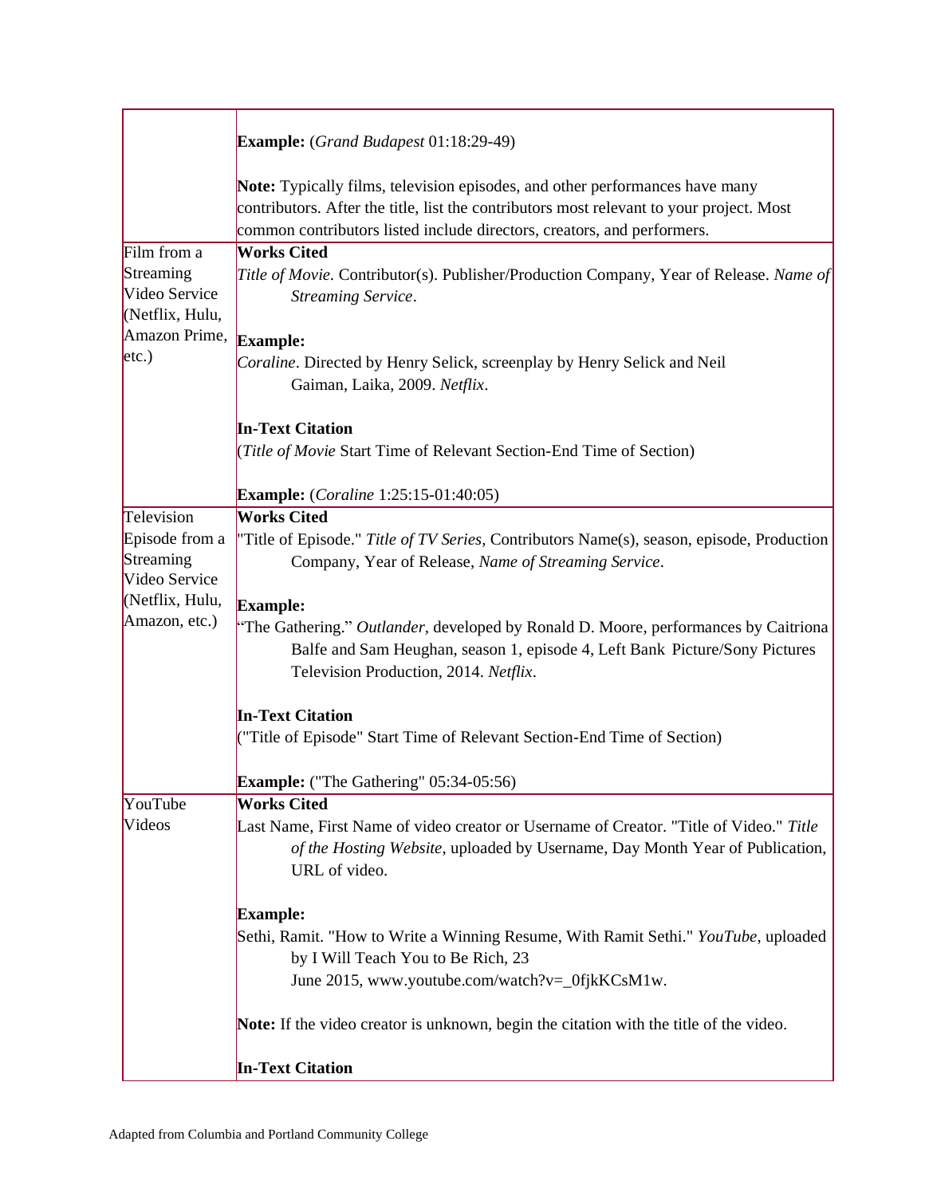| | |
|---|---|
| | **Example:** (*Grand Budapest* 01:18:29-49)<br><br>**Note:** Typically films, television episodes, and other performances have many contributors. After the title, list the contributors most relevant to your project. Most common contributors listed include directors, creators, and performers. |
| Film from a Streaming Video Service (Netflix, Hulu, Amazon Prime, etc.) | **Works Cited**<br>*Title of Movie.* Contributor(s). Publisher/Production Company, Year of Release. *Name of Streaming Service*.<br><br>**Example:**<br>*Coraline*. Directed by Henry Selick, screenplay by Henry Selick and Neil Gaiman, Laika, 2009. *Netflix*.<br><br>**In-Text Citation**<br>(*Title of Movie* Start Time of Relevant Section-End Time of Section)<br><br>**Example:** (*Coraline* 1:25:15-01:40:05) |
| Television Episode from a Streaming Video Service (Netflix, Hulu, Amazon, etc.) | **Works Cited**<br>"Title of Episode." *Title of TV Series,* Contributors Name(s), season, episode, Production Company, Year of Release, *Name of Streaming Service*.<br><br>**Example:**<br>"The Gathering." *Outlander,* developed by Ronald D. Moore, performances by Caitriona Balfe and Sam Heughan, season 1, episode 4, Left Bank Picture/Sony Pictures Television Production, 2014. *Netflix*.<br><br>**In-Text Citation**<br>("Title of Episode" Start Time of Relevant Section-End Time of Section)<br><br>**Example:** ("The Gathering" 05:34-05:56) |
| YouTube Videos | **Works Cited**<br>Last Name, First Name of video creator or Username of Creator. "Title of Video." *Title of the Hosting Website*, uploaded by Username, Day Month Year of Publication, URL of video.<br><br>**Example:**<br>Sethi, Ramit. "How to Write a Winning Resume, With Ramit Sethi." *YouTube*, uploaded by I Will Teach You to Be Rich, 23 June 2015, www.youtube.com/watch?v=_0fjkKCsM1w.<br><br>**Note:** If the video creator is unknown, begin the citation with the title of the video.<br><br>**In-Text Citation** |

Adapted from Columbia and Portland Community College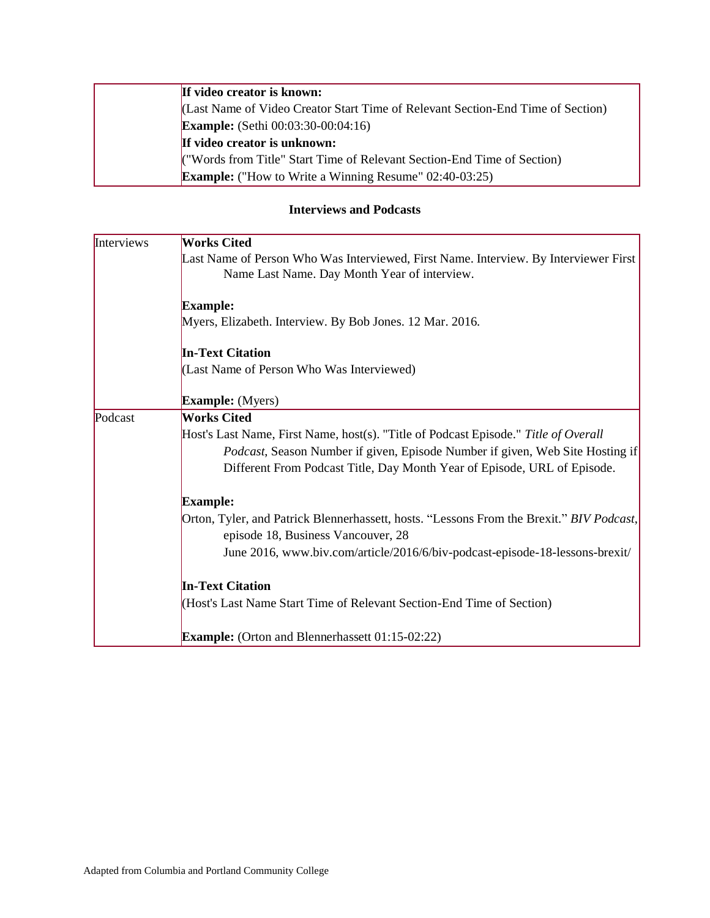| | |
|---|---|
| | **If video creator is known:**<br>(Last Name of Video Creator Start Time of Relevant Section-End Time of Section)<br>**Example:** (Sethi 00:03:30-00:04:16)<br>**If video creator is unknown:**<br>("Words from Title" Start Time of Relevant Section-End Time of Section)<br>**Example:** ("How to Write a Winning Resume" 02:40-03:25) |

**Interviews and Podcasts**

| | |
|---|---|
| Interviews | **Works Cited**<br>Last Name of Person Who Was Interviewed, First Name. Interview. By Interviewer First Name Last Name. Day Month Year of interview.<br><br>**Example:**<br>Myers, Elizabeth. Interview. By Bob Jones. 12 Mar. 2016.<br><br>**In-Text Citation**<br>(Last Name of Person Who Was Interviewed)<br><br>**Example:** (Myers) |
| Podcast | **Works Cited**<br>Host's Last Name, First Name, host(s). "Title of Podcast Episode." *Title of Overall Podcast*, Season Number if given, Episode Number if given, Web Site Hosting if Different From Podcast Title, Day Month Year of Episode, URL of Episode.<br><br>**Example:**<br>Orton, Tyler, and Patrick Blennerhassett, hosts. "Lessons From the Brexit." *BIV Podcast*, episode 18, Business Vancouver, 28 June 2016, www.biv.com/article/2016/6/biv-podcast-episode-18-lessons-brexit/<br><br>**In-Text Citation**<br>(Host's Last Name Start Time of Relevant Section-End Time of Section)<br><br>**Example:** (Orton and Blennerhassett 01:15-02:22) |

Adapted from Columbia and Portland Community College